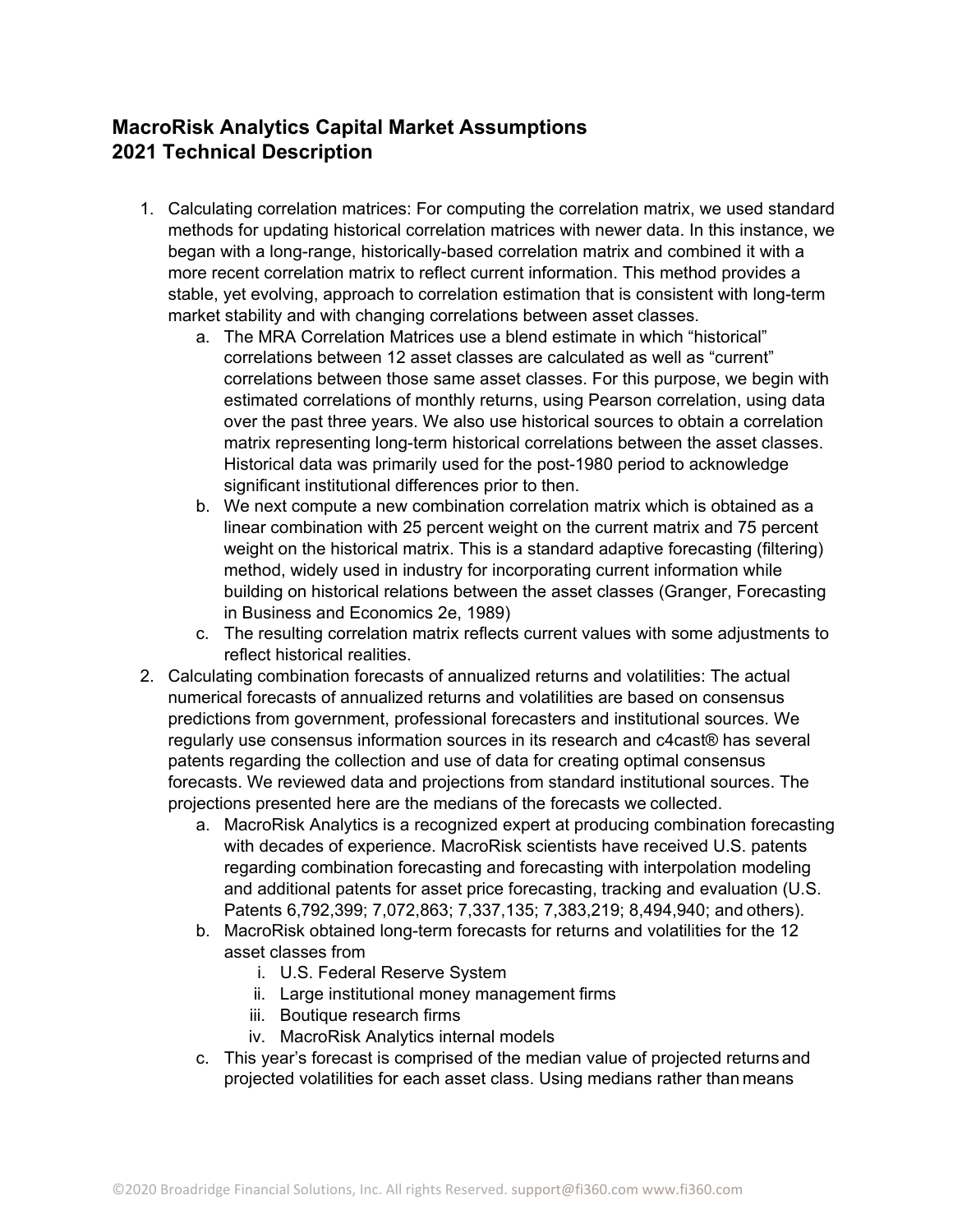# MacroRisk Analytics Capital Market Assumptions
# 2021 Technical Description

1. Calculating correlation matrices: For computing the correlation matrix, we used standard methods for updating historical correlation matrices with newer data. In this instance, we began with a long-range, historically-based correlation matrix and combined it with a more recent correlation matrix to reflect current information. This method provides a stable, yet evolving, approach to correlation estimation that is consistent with long-term market stability and with changing correlations between asset classes.
    a. The MRA Correlation Matrices use a blend estimate in which "historical" correlations between 12 asset classes are calculated as well as "current" correlations between those same asset classes. For this purpose, we begin with estimated correlations of monthly returns, using Pearson correlation, using data over the past three years. We also use historical sources to obtain a correlation matrix representing long-term historical correlations between the asset classes. Historical data was primarily used for the post-1980 period to acknowledge significant institutional differences prior to then.
    b. We next compute a new combination correlation matrix which is obtained as a linear combination with 25 percent weight on the current matrix and 75 percent weight on the historical matrix. This is a standard adaptive forecasting (filtering) method, widely used in industry for incorporating current information while building on historical relations between the asset classes (Granger, Forecasting in Business and Economics 2e, 1989)
    c. The resulting correlation matrix reflects current values with some adjustments to reflect historical realities.
2. Calculating combination forecasts of annualized returns and volatilities: The actual numerical forecasts of annualized returns and volatilities are based on consensus predictions from government, professional forecasters and institutional sources. We regularly use consensus information sources in its research and c4cast® has several patents regarding the collection and use of data for creating optimal consensus forecasts. We reviewed data and projections from standard institutional sources. The projections presented here are the medians of the forecasts we collected.
    a. MacroRisk Analytics is a recognized expert at producing combination forecasting with decades of experience. MacroRisk scientists have received U.S. patents regarding combination forecasting and forecasting with interpolation modeling and additional patents for asset price forecasting, tracking and evaluation (U.S. Patents 6,792,399; 7,072,863; 7,337,135; 7,383,219; 8,494,940; and others).
    b. MacroRisk obtained long-term forecasts for returns and volatilities for the 12 asset classes from
        i. U.S. Federal Reserve System
        ii. Large institutional money management firms
        iii. Boutique research firms
        iv. MacroRisk Analytics internal models
    c. This year's forecast is comprised of the median value of projected returns and projected volatilities for each asset class. Using medians rather than means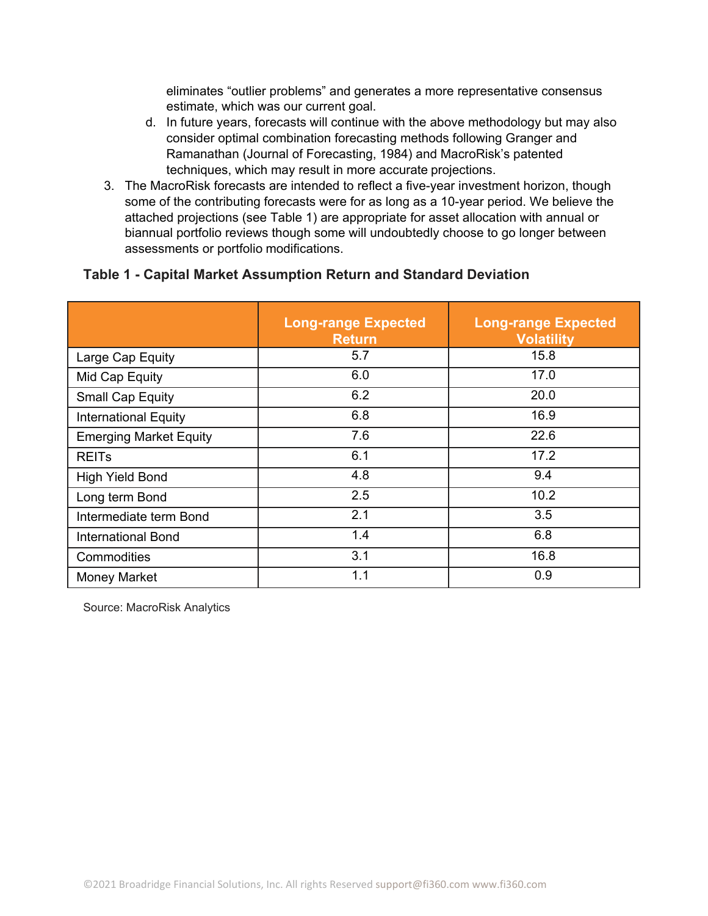eliminates "outlier problems" and generates a more representative consensus estimate, which was our current goal.

   d. In future years, forecasts will continue with the above methodology but may also consider optimal combination forecasting methods following Granger and Ramanathan (Journal of Forecasting, 1984) and MacroRisk's patented techniques, which may result in more accurate projections.

3. The MacroRisk forecasts are intended to reflect a five-year investment horizon, though some of the contributing forecasts were for as long as a 10-year period. We believe the attached projections (see Table 1) are appropriate for asset allocation with annual or biannual portfolio reviews though some will undoubtedly choose to go longer between assessments or portfolio modifications.

**Table 1 - Capital Market Assumption Return and Standard Deviation**

| | Long-range Expected Return | Long-range Expected Volatility |
|---|---|---|
| Large Cap Equity | 5.7 | 15.8 |
| Mid Cap Equity | 6.0 | 17.0 |
| Small Cap Equity | 6.2 | 20.0 |
| International Equity | 6.8 | 16.9 |
| Emerging Market Equity | 7.6 | 22.6 |
| REITs | 6.1 | 17.2 |
| High Yield Bond | 4.8 | 9.4 |
| Long term Bond | 2.5 | 10.2 |
| Intermediate term Bond | 2.1 | 3.5 |
| International Bond | 1.4 | 6.8 |
| Commodities | 3.1 | 16.8 |
| Money Market | 1.1 | 0.9 |

Source: MacroRisk Analytics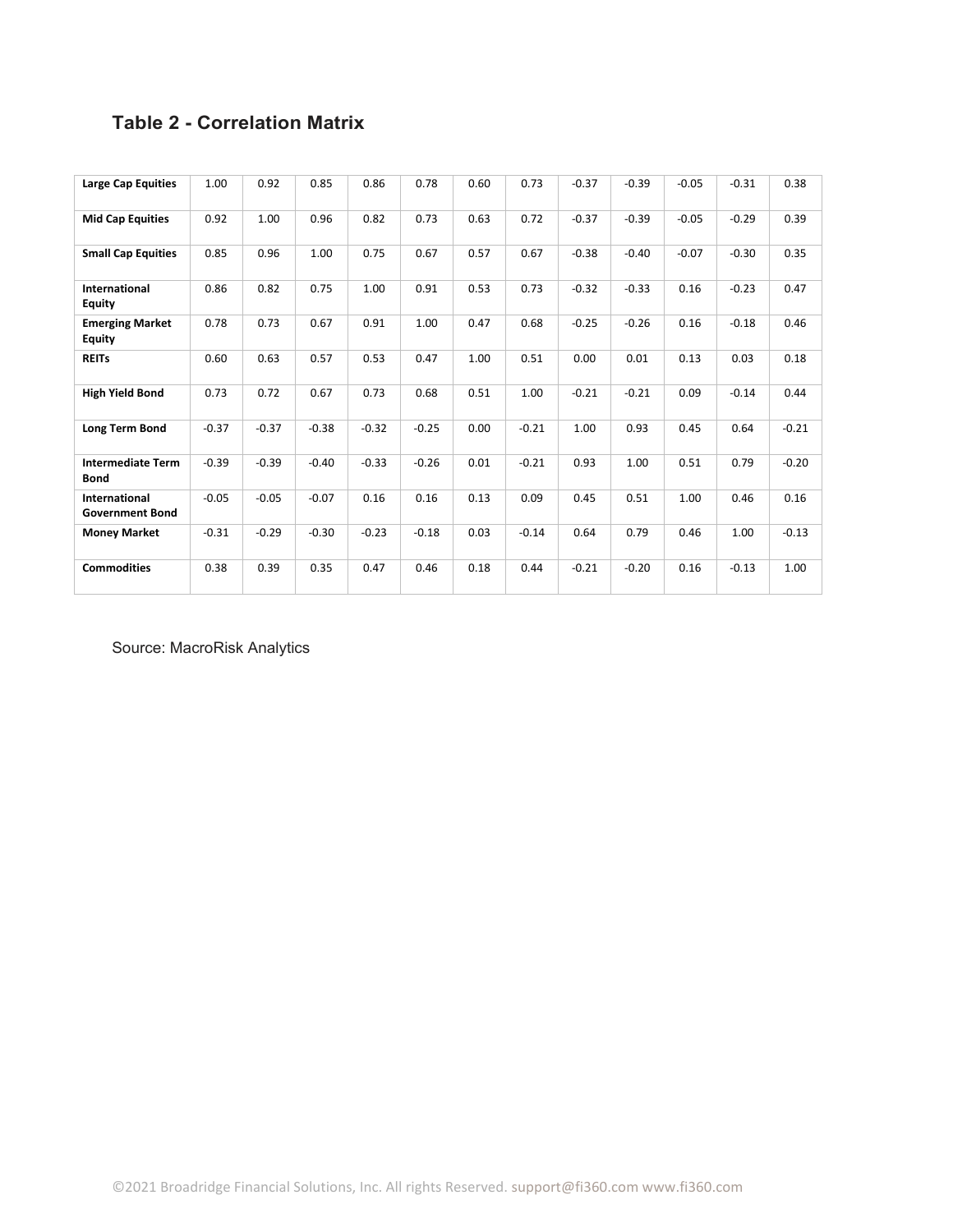## Table 2 - Correlation Matrix

| | | | | | | | | | | | | |
|---|---|---|---|---|---|---|---|---|---|---|---|---|
| **Large Cap Equities** | 1.00 | 0.92 | 0.85 | 0.86 | 0.78 | 0.60 | 0.73 | -0.37 | -0.39 | -0.05 | -0.31 | 0.38 |
| **Mid Cap Equities** | 0.92 | 1.00 | 0.96 | 0.82 | 0.73 | 0.63 | 0.72 | -0.37 | -0.39 | -0.05 | -0.29 | 0.39 |
| **Small Cap Equities** | 0.85 | 0.96 | 1.00 | 0.75 | 0.67 | 0.57 | 0.67 | -0.38 | -0.40 | -0.07 | -0.30 | 0.35 |
| **International Equity** | 0.86 | 0.82 | 0.75 | 1.00 | 0.91 | 0.53 | 0.73 | -0.32 | -0.33 | 0.16 | -0.23 | 0.47 |
| **Emerging Market Equity** | 0.78 | 0.73 | 0.67 | 0.91 | 1.00 | 0.47 | 0.68 | -0.25 | -0.26 | 0.16 | -0.18 | 0.46 |
| **REITs** | 0.60 | 0.63 | 0.57 | 0.53 | 0.47 | 1.00 | 0.51 | 0.00 | 0.01 | 0.13 | 0.03 | 0.18 |
| **High Yield Bond** | 0.73 | 0.72 | 0.67 | 0.73 | 0.68 | 0.51 | 1.00 | -0.21 | -0.21 | 0.09 | -0.14 | 0.44 |
| **Long Term Bond** | -0.37 | -0.37 | -0.38 | -0.32 | -0.25 | 0.00 | -0.21 | 1.00 | 0.93 | 0.45 | 0.64 | -0.21 |
| **Intermediate Term Bond** | -0.39 | -0.39 | -0.40 | -0.33 | -0.26 | 0.01 | -0.21 | 0.93 | 1.00 | 0.51 | 0.79 | -0.20 |
| **International Government Bond** | -0.05 | -0.05 | -0.07 | 0.16 | 0.16 | 0.13 | 0.09 | 0.45 | 0.51 | 1.00 | 0.46 | 0.16 |
| **Money Market** | -0.31 | -0.29 | -0.30 | -0.23 | -0.18 | 0.03 | -0.14 | 0.64 | 0.79 | 0.46 | 1.00 | -0.13 |
| **Commodities** | 0.38 | 0.39 | 0.35 | 0.47 | 0.46 | 0.18 | 0.44 | -0.21 | -0.20 | 0.16 | -0.13 | 1.00 |

Source: MacroRisk Analytics